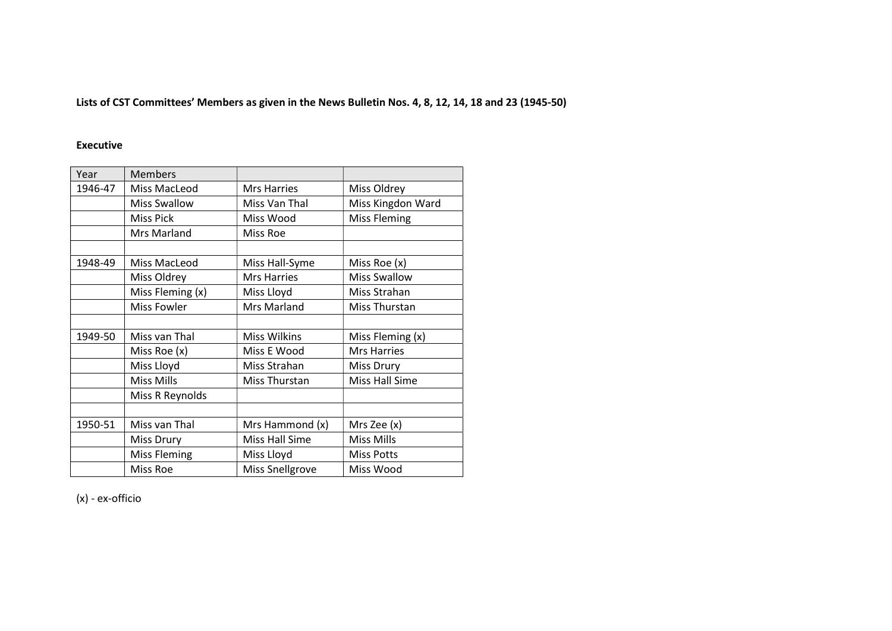**Lists of CST Committees' Members as given in the News Bulletin Nos. 4, 8, 12, 14, 18 and 23 (1945-50)**

**Executive**

| Year | Members | | |
|---|---|---|---|
| 1946-47 | Miss MacLeod | Mrs Harries | Miss Oldrey |
| | Miss Swallow | Miss Van Thal | Miss Kingdon Ward |
| | Miss Pick | Miss Wood | Miss Fleming |
| | Mrs Marland | Miss Roe | |
| | | | |
| 1948-49 | Miss MacLeod | Miss Hall-Syme | Miss Roe (x) |
| | Miss Oldrey | Mrs Harries | Miss Swallow |
| | Miss Fleming (x) | Miss Lloyd | Miss Strahan |
| | Miss Fowler | Mrs Marland | Miss Thurstan |
| | | | |
| 1949-50 | Miss van Thal | Miss Wilkins | Miss Fleming (x) |
| | Miss Roe (x) | Miss E Wood | Mrs Harries |
| | Miss Lloyd | Miss Strahan | Miss Drury |
| | Miss Mills | Miss Thurstan | Miss Hall Sime |
| | Miss R Reynolds | | |
| | | | |
| 1950-51 | Miss van Thal | Mrs Hammond (x) | Mrs Zee (x) |
| | Miss Drury | Miss Hall Sime | Miss Mills |
| | Miss Fleming | Miss Lloyd | Miss Potts |
| | Miss Roe | Miss Snellgrove | Miss Wood |

(x) - ex-officio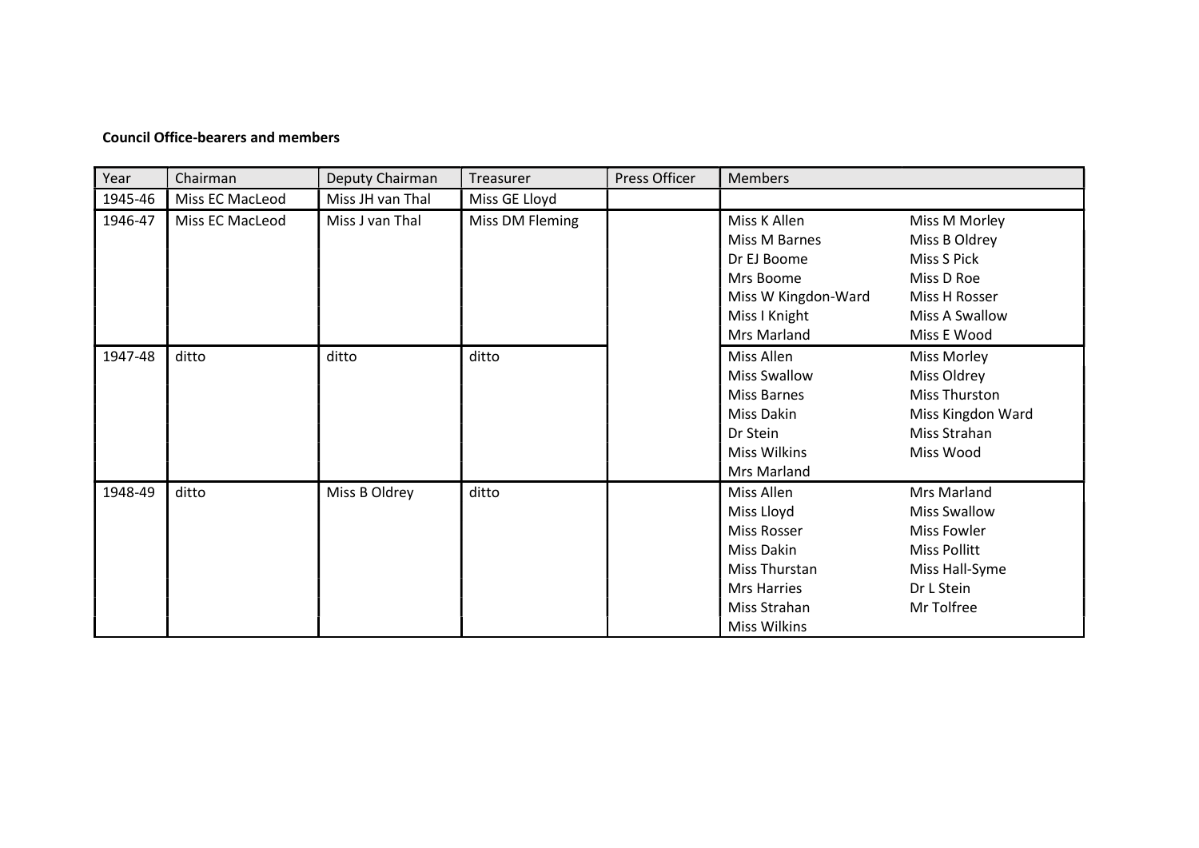**Council Office-bearers and members**

| Year | Chairman | Deputy Chairman | Treasurer | Press Officer | Members | |
|---|---|---|---|---|---|---|
| 1945-46 | Miss EC MacLeod | Miss JH van Thal | Miss GE Lloyd | | | |
| 1946-47 | Miss EC MacLeod | Miss J van Thal | Miss DM Fleming | | Miss K Allen | Miss M Morley |
| | | | | | Miss M Barnes | Miss B Oldrey |
| | | | | | Dr EJ Boome | Miss S Pick |
| | | | | | Mrs Boome | Miss D Roe |
| | | | | | Miss W Kingdon-Ward | Miss H Rosser |
| | | | | | Miss I Knight | Miss A Swallow |
| | | | | | Mrs Marland | Miss E Wood |
| 1947-48 | ditto | ditto | ditto | | Miss Allen | Miss Morley |
| | | | | | Miss Swallow | Miss Oldrey |
| | | | | | Miss Barnes | Miss Thurston |
| | | | | | Miss Dakin | Miss Kingdon Ward |
| | | | | | Dr Stein | Miss Strahan |
| | | | | | Miss Wilkins | Miss Wood |
| | | | | | Mrs Marland | |
| 1948-49 | ditto | Miss B Oldrey | ditto | | Miss Allen | Mrs Marland |
| | | | | | Miss Lloyd | Miss Swallow |
| | | | | | Miss Rosser | Miss Fowler |
| | | | | | Miss Dakin | Miss Pollitt |
| | | | | | Miss Thurstan | Miss Hall-Syme |
| | | | | | Mrs Harries | Dr L Stein |
| | | | | | Miss Strahan | Mr Tolfree |
| | | | | | Miss Wilkins | |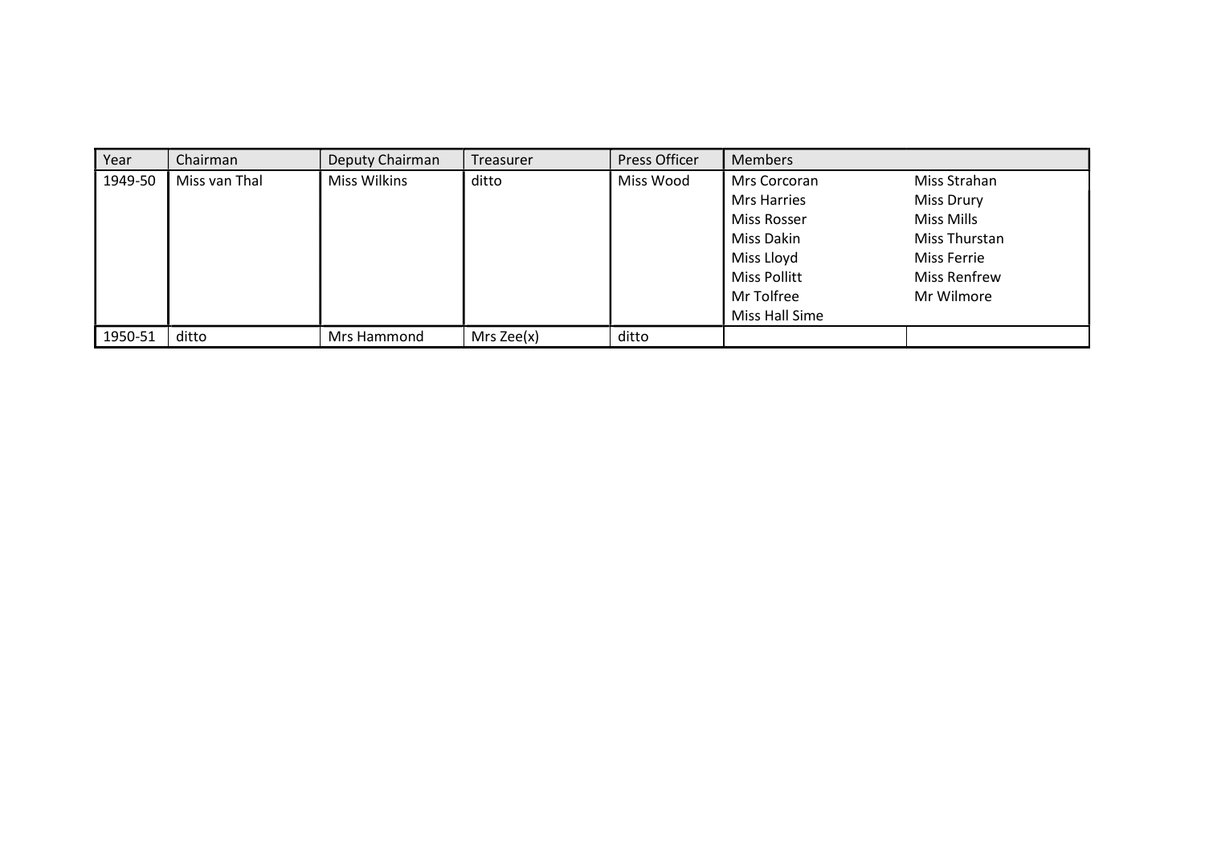| Year | Chairman | Deputy Chairman | Treasurer | Press Officer | Members | |
|---|---|---|---|---|---|---|
| 1949-50 | Miss van Thal | Miss Wilkins | ditto | Miss Wood | Mrs Corcoran | Miss Strahan |
| | | | | | Mrs Harries | Miss Drury |
| | | | | | Miss Rosser | Miss Mills |
| | | | | | Miss Dakin | Miss Thurstan |
| | | | | | Miss Lloyd | Miss Ferrie |
| | | | | | Miss Pollitt | Miss Renfrew |
| | | | | | Mr Tolfree | Mr Wilmore |
| | | | | | Miss Hall Sime | |
| 1950-51 | ditto | Mrs Hammond | Mrs Zee(x) | ditto | | |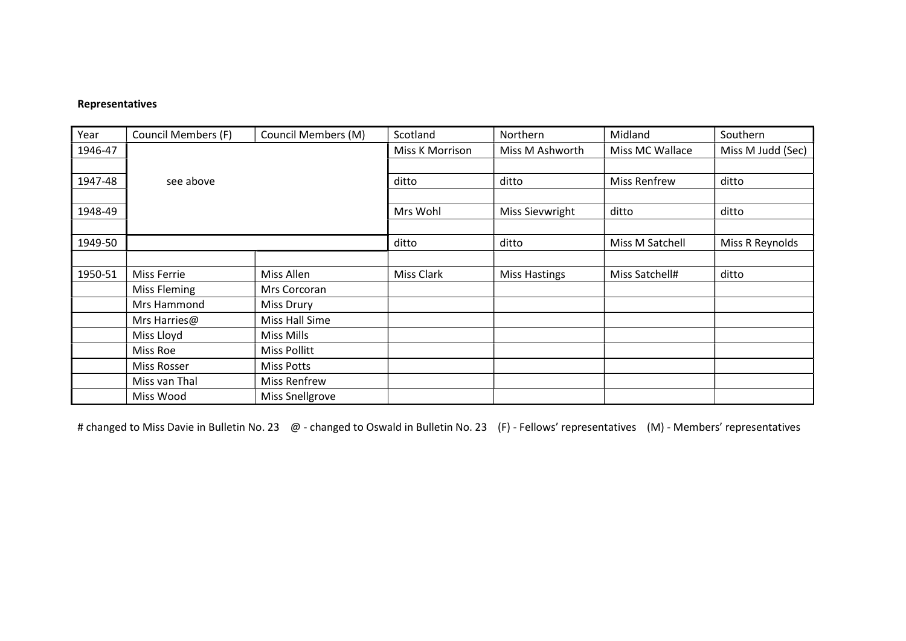**Representatives**

| Year | Council Members (F) | Council Members (M) | Scotland | Northern | Midland | Southern |
|---|---|---|---|---|---|---|
| 1946-47 | | | Miss K Morrison | Miss M Ashworth | Miss MC Wallace | Miss M Judd (Sec) |
| | | | | | | |
| 1947-48 | see above | | ditto | ditto | Miss Renfrew | ditto |
| | | | | | | |
| 1948-49 | | | Mrs Wohl | Miss Sievwright | ditto | ditto |
| | | | | | | |
| 1949-50 | | | ditto | ditto | Miss M Satchell | Miss R Reynolds |
| | | | | | | |
| 1950-51 | Miss Ferrie | Miss Allen | Miss Clark | Miss Hastings | Miss Satchell# | ditto |
| | Miss Fleming | Mrs Corcoran | | | | |
| | Mrs Hammond | Miss Drury | | | | |
| | Mrs Harries@ | Miss Hall Sime | | | | |
| | Miss Lloyd | Miss Mills | | | | |
| | Miss Roe | Miss Pollitt | | | | |
| | Miss Rosser | Miss Potts | | | | |
| | Miss van Thal | Miss Renfrew | | | | |
| | Miss Wood | Miss Snellgrove | | | | |

# changed to Miss Davie in Bulletin No. 23 @ - changed to Oswald in Bulletin No. 23 (F) - Fellows' representatives (M) - Members' representatives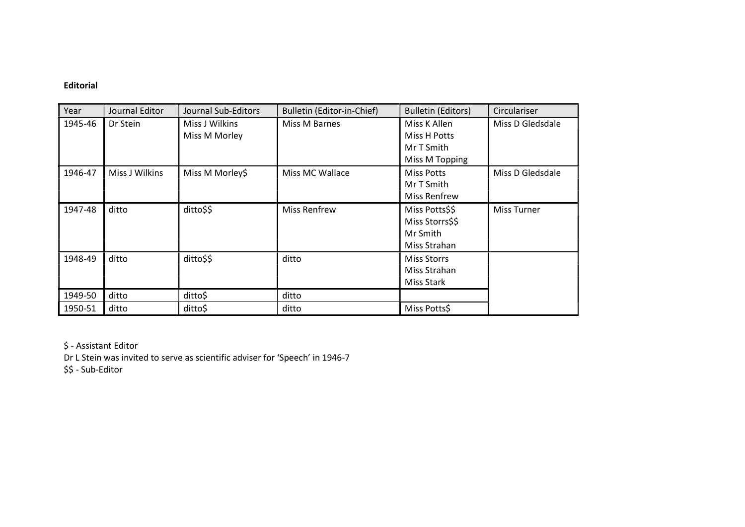**Editorial**

| Year | Journal Editor | Journal Sub-Editors | Bulletin (Editor-in-Chief) | Bulletin (Editors) | Circulariser |
|---|---|---|---|---|---|
| 1945-46 | Dr Stein | Miss J Wilkins<br>Miss M Morley | Miss M Barnes | Miss K Allen<br>Miss H Potts<br>Mr T Smith<br>Miss M Topping | Miss D Gledsdale |
| 1946-47 | Miss J Wilkins | Miss M Morley$ | Miss MC Wallace | Miss Potts<br>Mr T Smith<br>Miss Renfrew | Miss D Gledsdale |
| 1947-48 | ditto | ditto$$ | Miss Renfrew | Miss Potts$$<br>Miss Storrs$$<br>Mr Smith<br>Miss Strahan | Miss Turner |
| 1948-49 | ditto | ditto$$ | ditto | Miss Storrs<br>Miss Strahan<br>Miss Stark | |
| 1949-50 | ditto | ditto$ | ditto | | |
| 1950-51 | ditto | ditto$ | ditto | Miss Potts$ | |

$ - Assistant Editor

Dr L Stein was invited to serve as scientific adviser for 'Speech' in 1946-7

$$ - Sub-Editor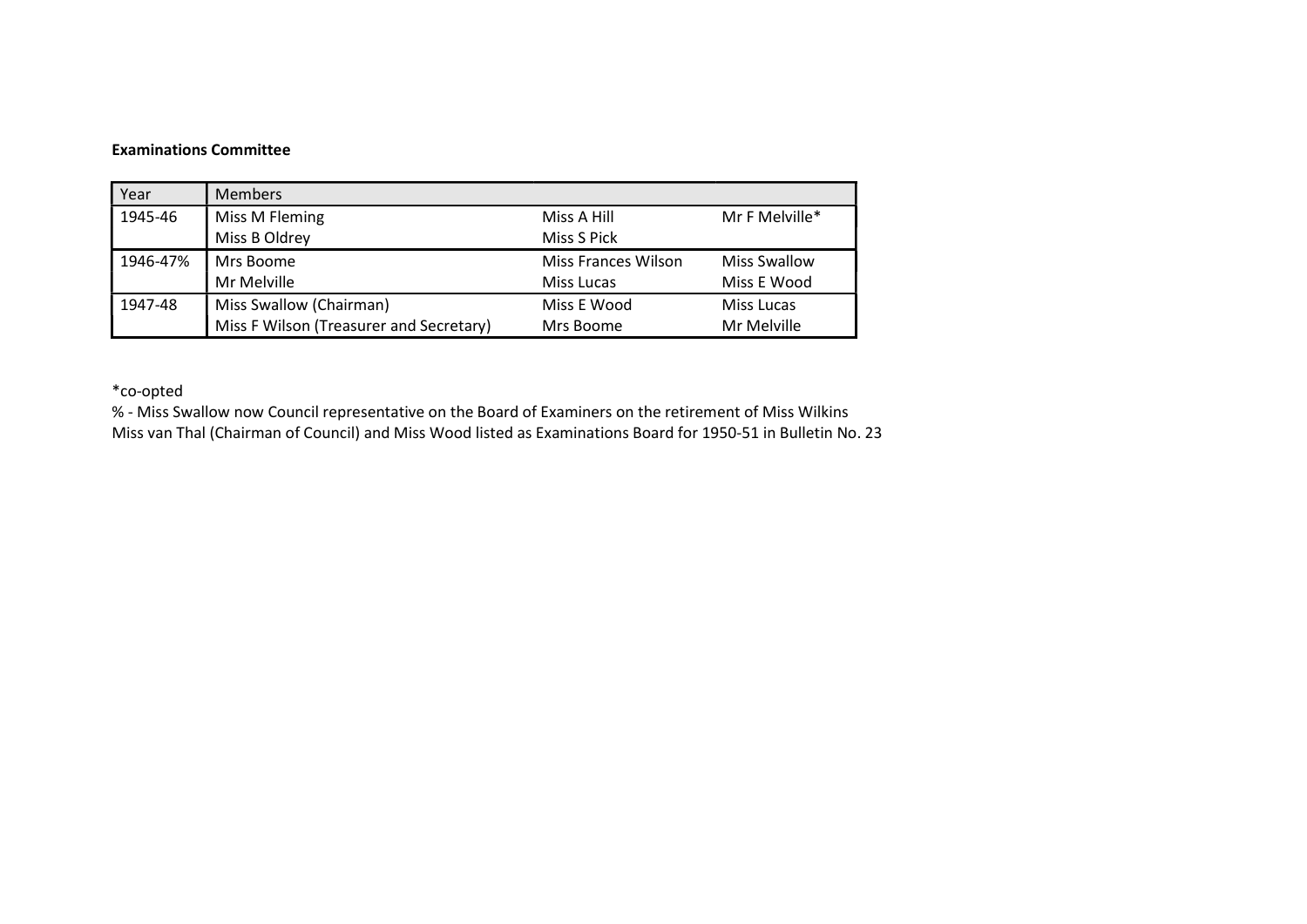**Examinations Committee**

| Year | Members | | |
|---|---|---|---|
| 1945-46 | Miss M Fleming | Miss A Hill | Mr F Melville* |
| | Miss B Oldrey | Miss S Pick | |
| 1946-47% | Mrs Boome | Miss Frances Wilson | Miss Swallow |
| | Mr Melville | Miss Lucas | Miss E Wood |
| 1947-48 | Miss Swallow (Chairman) | Miss E Wood | Miss Lucas |
| | Miss F Wilson (Treasurer and Secretary) | Mrs Boome | Mr Melville |

*co-opted

% - Miss Swallow now Council representative on the Board of Examiners on the retirement of Miss Wilkins

Miss van Thal (Chairman of Council) and Miss Wood listed as Examinations Board for 1950-51 in Bulletin No. 23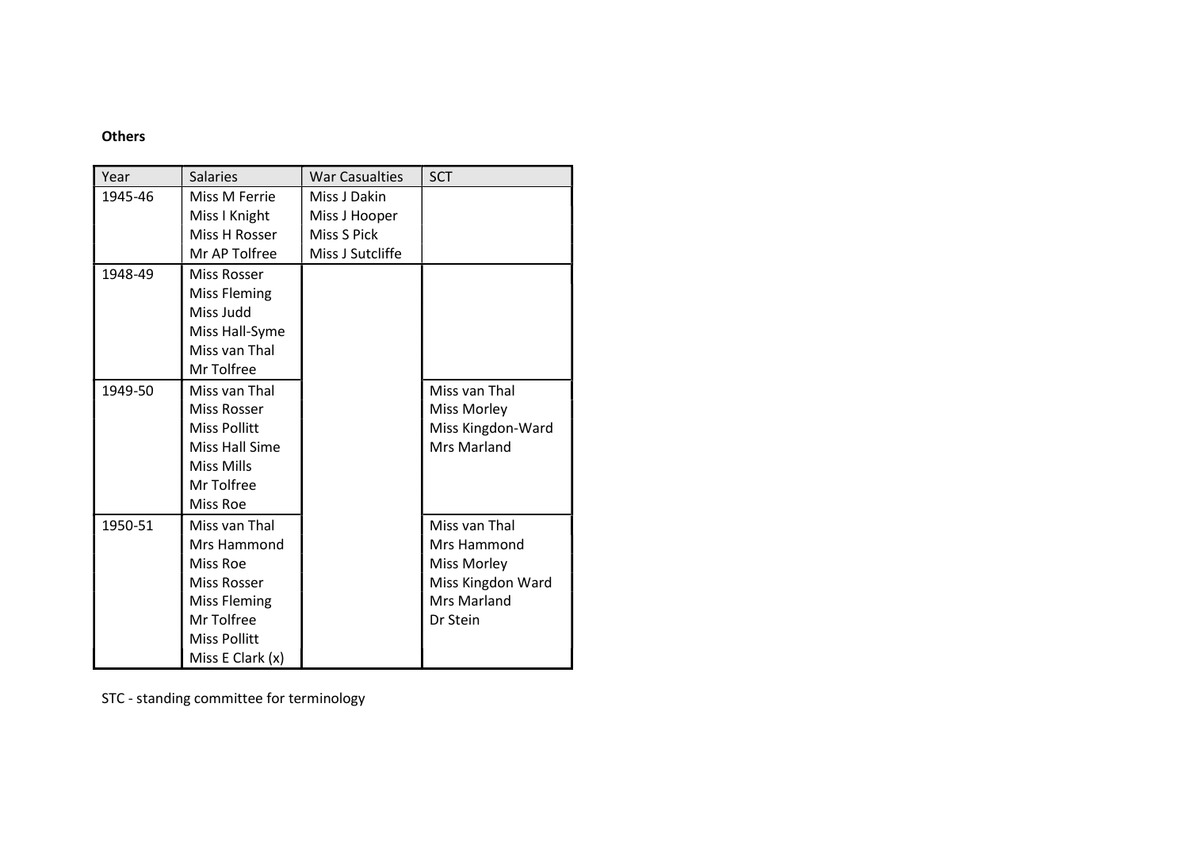**Others**

| Year | Salaries | War Casualties | SCT |
|---|---|---|---|
| 1945-46 | Miss M Ferrie<br>Miss I Knight<br>Miss H Rosser<br>Mr AP Tolfree | Miss J Dakin<br>Miss J Hooper<br>Miss S Pick<br>Miss J Sutcliffe | |
| 1948-49 | Miss Rosser<br>Miss Fleming<br>Miss Judd<br>Miss Hall-Syme<br>Miss van Thal<br>Mr Tolfree | | |
| 1949-50 | Miss van Thal<br>Miss Rosser<br>Miss Pollitt<br>Miss Hall Sime<br>Miss Mills<br>Mr Tolfree<br>Miss Roe | | Miss van Thal<br>Miss Morley<br>Miss Kingdon-Ward<br>Mrs Marland |
| 1950-51 | Miss van Thal<br>Mrs Hammond<br>Miss Roe<br>Miss Rosser<br>Miss Fleming<br>Mr Tolfree<br>Miss Pollitt<br>Miss E Clark (x) | | Miss van Thal<br>Mrs Hammond<br>Miss Morley<br>Miss Kingdon Ward<br>Mrs Marland<br>Dr Stein |

STC - standing committee for terminology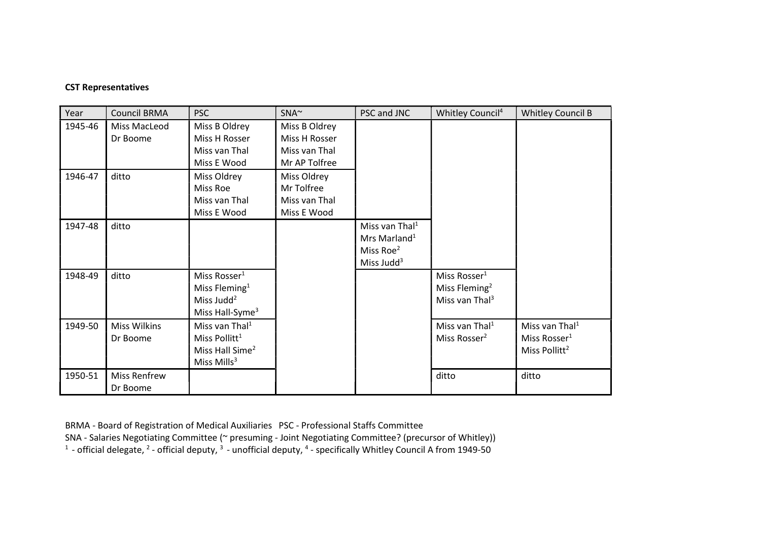**CST Representatives**

| Year | Council BRMA | PSC | SNA~ | PSC and JNC | Whitley Council[4] | Whitley Council B |
|---|---|---|---|---|---|---|
| 1945-46 | Miss MacLeod<br>Dr Boome | Miss B Oldrey<br>Miss H Rosser<br>Miss van Thal<br>Miss E Wood | Miss B Oldrey<br>Miss H Rosser<br>Miss van Thal<br>Mr AP Tolfree | | | |
| 1946-47 | ditto | Miss Oldrey<br>Miss Roe<br>Miss van Thal<br>Miss E Wood | Miss Oldrey<br>Mr Tolfree<br>Miss van Thal<br>Miss E Wood | | | |
| 1947-48 | ditto | | | Miss van Thal[1]<br>Mrs Marland[1]<br>Miss Roe[2]<br>Miss Judd[3] | | |
| 1948-49 | ditto | Miss Rosser[1]<br>Miss Fleming[1]<br>Miss Judd[2]<br>Miss Hall-Syme[3] | | | Miss Rosser[1]<br>Miss Fleming[2]<br>Miss van Thal[3] | |
| 1949-50 | Miss Wilkins<br>Dr Boome | Miss van Thal[1]<br>Miss Pollitt[1]<br>Miss Hall Sime[2]<br>Miss Mills[3] | | | Miss van Thal[1]<br>Miss Rosser[2] | Miss van Thal[1]<br>Miss Rosser[1]<br>Miss Pollitt[2] |
| 1950-51 | Miss Renfrew<br>Dr Boome | | | | ditto | ditto |

BRMA - Board of Registration of Medical Auxiliaries PSC - Professional Staffs Committee
SNA - Salaries Negotiating Committee (~ presuming - Joint Negotiating Committee? (precursor of Whitley))
[1] - official delegate, [2] - official deputy, [3] - unofficial deputy, [4] - specifically Whitley Council A from 1949-50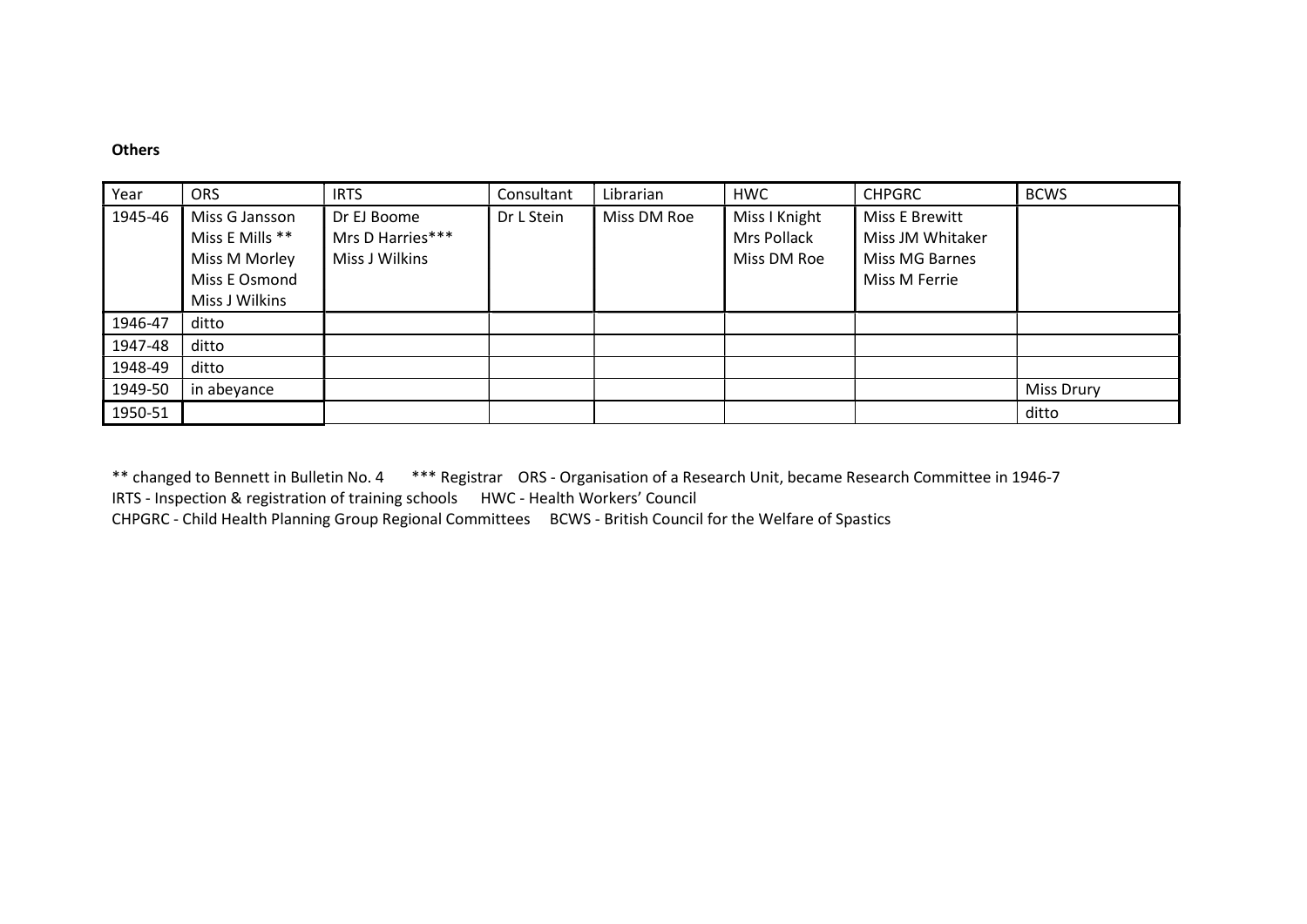**Others**

| Year | ORS | IRTS | Consultant | Librarian | HWC | CHPGRC | BCWS |
|---|---|---|---|---|---|---|---|
| 1945-46 | Miss G Jansson<br>Miss E Mills **<br>Miss M Morley<br>Miss E Osmond<br>Miss J Wilkins | Dr EJ Boome<br>Mrs D Harries***<br>Miss J Wilkins | Dr L Stein | Miss DM Roe | Miss I Knight<br>Mrs Pollack<br>Miss DM Roe | Miss E Brewitt<br>Miss JM Whitaker<br>Miss MG Barnes<br>Miss M Ferrie | |
| 1946-47 | ditto | | | | | | |
| 1947-48 | ditto | | | | | | |
| 1948-49 | ditto | | | | | | |
| 1949-50 | in abeyance | | | | | | Miss Drury |
| 1950-51 | | | | | | | ditto |

** changed to Bennett in Bulletin No. 4 *** Registrar ORS - Organisation of a Research Unit, became Research Committee in 1946-7
IRTS - Inspection & registration of training schools HWC - Health Workers' Council
CHPGRC - Child Health Planning Group Regional Committees BCWS - British Council for the Welfare of Spastics